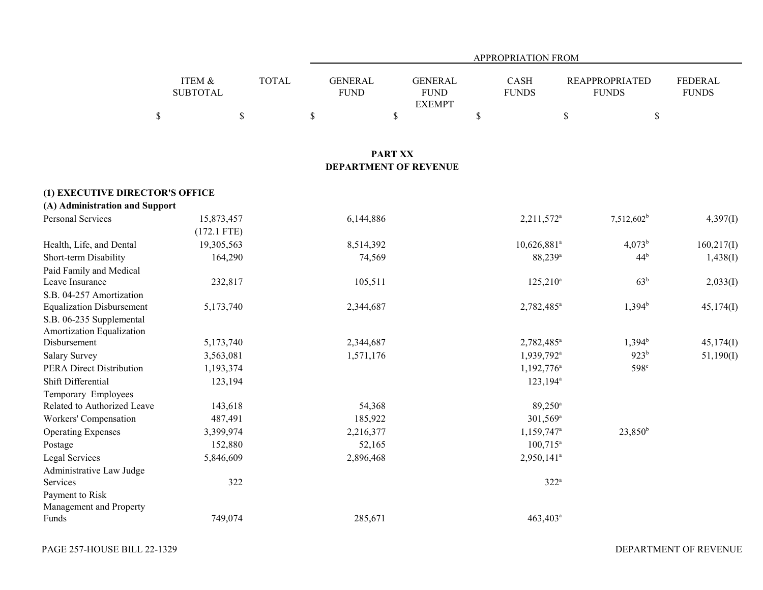| | ITEM & SUBTOTAL | TOTAL | APPROPRIATION FROM GENERAL FUND | GENERAL FUND EXEMPT | CASH FUNDS | REAPPROPRIATED FUNDS | FEDERAL FUNDS |
|---|---|---|---|---|---|---|---|
| | $ | $ | $ | $ | $ | $ | $ |

## PART XX
## DEPARTMENT OF REVENUE

**(1) EXECUTIVE DIRECTOR'S OFFICE**
**(A) Administration and Support**

| | ITEM & SUBTOTAL | TOTAL | GENERAL FUND | GENERAL FUND EXEMPT | CASH FUNDS | REAPPROPRIATED FUNDS | FEDERAL FUNDS |
|---|---|---|---|---|---|---|---|
| Personal Services | 15,873,457<br>(172.1 FTE) | | 6,144,886 | | 2,211,572[a] | 7,512,602[b] | 4,397(I) |
| Health, Life, and Dental | 19,305,563 | | 8,514,392 | | 10,626,881[a] | 4,073[b] | 160,217(I) |
| Short-term Disability | 164,290 | | 74,569 | | 88,239[a] | 44[b] | 1,438(I) |
| Paid Family and Medical Leave Insurance | 232,817 | | 105,511 | | 125,210[a] | 63[b] | 2,033(I) |
| S.B. 04-257 Amortization Equalization Disbursement | 5,173,740 | | 2,344,687 | | 2,782,485[a] | 1,394[b] | 45,174(I) |
| S.B. 06-235 Supplemental Amortization Equalization Disbursement | 5,173,740 | | 2,344,687 | | 2,782,485[a] | 1,394[b] | 45,174(I) |
| Salary Survey | 3,563,081 | | 1,571,176 | | 1,939,792[a] | 923[b] | 51,190(I) |
| PERA Direct Distribution | 1,193,374 | | | | 1,192,776[a] | 598[c] | |
| Shift Differential | 123,194 | | | | 123,194[a] | | |
| Temporary Employees Related to Authorized Leave | 143,618 | | 54,368 | | 89,250[a] | | |
| Workers' Compensation | 487,491 | | 185,922 | | 301,569[a] | | |
| Operating Expenses | 3,399,974 | | 2,216,377 | | 1,159,747[a] | 23,850[b] | |
| Postage | 152,880 | | 52,165 | | 100,715[a] | | |
| Legal Services | 5,846,609 | | 2,896,468 | | 2,950,141[a] | | |
| Administrative Law Judge Services | 322 | | | | 322[a] | | |
| Payment to Risk Management and Property Funds | 749,074 | | 285,671 | | 463,403[a] | | |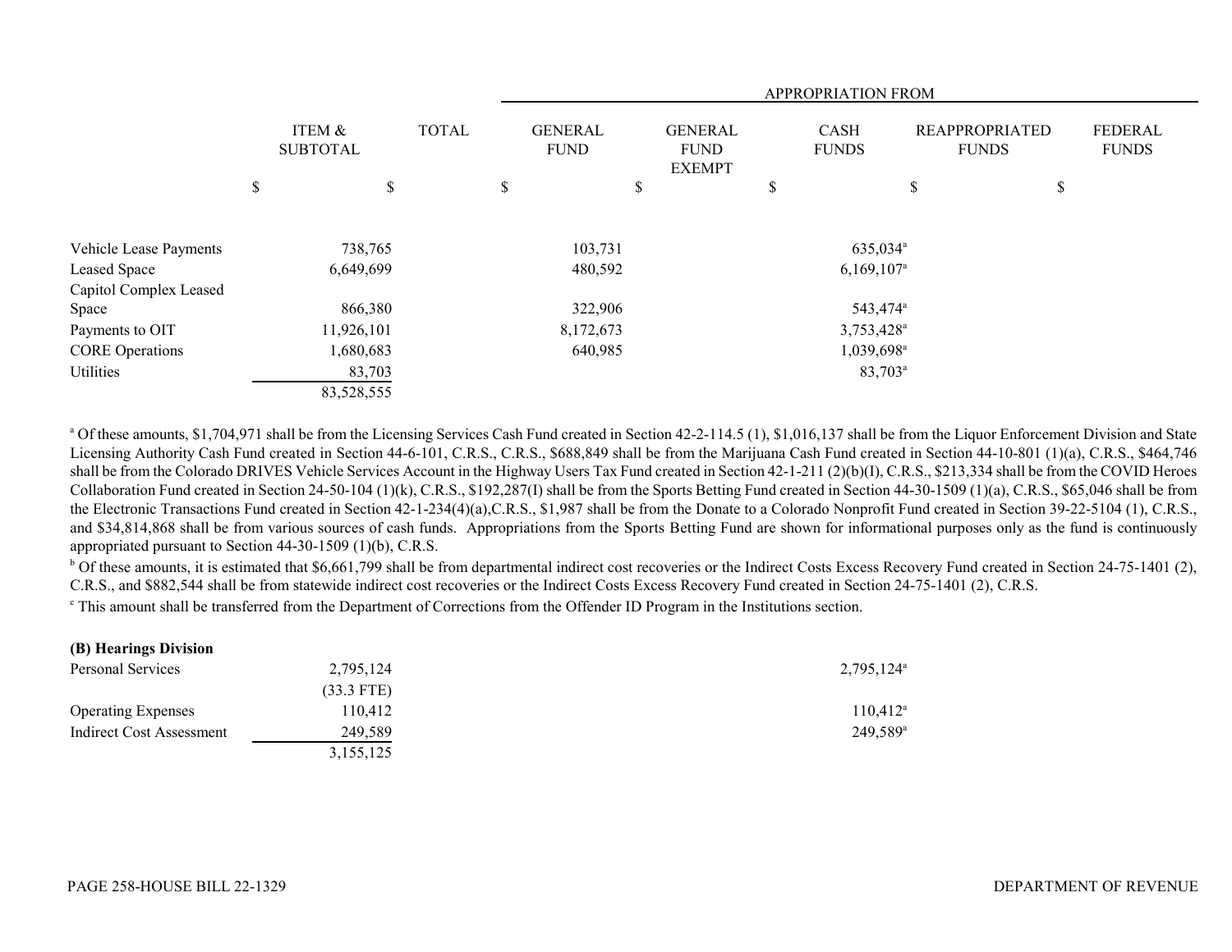| | ITEM & SUBTOTAL | TOTAL | APPROPRIATION FROM GENERAL FUND | GENERAL FUND EXEMPT | CASH FUNDS | REAPPROPRIATED FUNDS | FEDERAL FUNDS |
|---|---|---|---|---|---|---|---|
| | $ | $ | $ | $ | $ | $ | $ |
| Vehicle Lease Payments | 738,765 | | 103,731 | | 635,034[a] | | |
| Leased Space | 6,649,699 | | 480,592 | | 6,169,107[a] | | |
| Capitol Complex Leased Space | 866,380 | | 322,906 | | 543,474[a] | | |
| Payments to OIT | 11,926,101 | | 8,172,673 | | 3,753,428[a] | | |
| CORE Operations | 1,680,683 | | 640,985 | | 1,039,698[a] | | |
| Utilities | 83,703 | | | | 83,703[a] | | |
| | 83,528,555 | | | | | | |

[a] Of these amounts, $1,704,971 shall be from the Licensing Services Cash Fund created in Section 42-2-114.5 (1), $1,016,137 shall be from the Liquor Enforcement Division and State Licensing Authority Cash Fund created in Section 44-6-101, C.R.S., C.R.S., $688,849 shall be from the Marijuana Cash Fund created in Section 44-10-801 (1)(a), C.R.S., $464,746 shall be from the Colorado DRIVES Vehicle Services Account in the Highway Users Tax Fund created in Section 42-1-211 (2)(b)(I), C.R.S., $213,334 shall be from the COVID Heroes Collaboration Fund created in Section 24-50-104 (1)(k), C.R.S., $192,287(I) shall be from the Sports Betting Fund created in Section 44-30-1509 (1)(a), C.R.S., $65,046 shall be from the Electronic Transactions Fund created in Section 42-1-234(4)(a),C.R.S., $1,987 shall be from the Donate to a Colorado Nonprofit Fund created in Section 39-22-5104 (1), C.R.S., and $34,814,868 shall be from various sources of cash funds. Appropriations from the Sports Betting Fund are shown for informational purposes only as the fund is continuously appropriated pursuant to Section 44-30-1509 (1)(b), C.R.S.

[b] Of these amounts, it is estimated that $6,661,799 shall be from departmental indirect cost recoveries or the Indirect Costs Excess Recovery Fund created in Section 24-75-1401 (2), C.R.S., and $882,544 shall be from statewide indirect cost recoveries or the Indirect Costs Excess Recovery Fund created in Section 24-75-1401 (2), C.R.S.

[c] This amount shall be transferred from the Department of Corrections from the Offender ID Program in the Institutions section.

| | ITEM & SUBTOTAL | TOTAL | GENERAL FUND | GENERAL FUND EXEMPT | CASH FUNDS | REAPPROPRIATED FUNDS | FEDERAL FUNDS |
|---|---|---|---|---|---|---|---|
| **(B) Hearings Division** | | | | | | | |
| Personal Services | 2,795,124 | | | | 2,795,124[a] | | |
| | (33.3 FTE) | | | | | | |
| Operating Expenses | 110,412 | | | | 110,412[a] | | |
| Indirect Cost Assessment | 249,589 | | | | 249,589[a] | | |
| | 3,155,125 | | | | | | |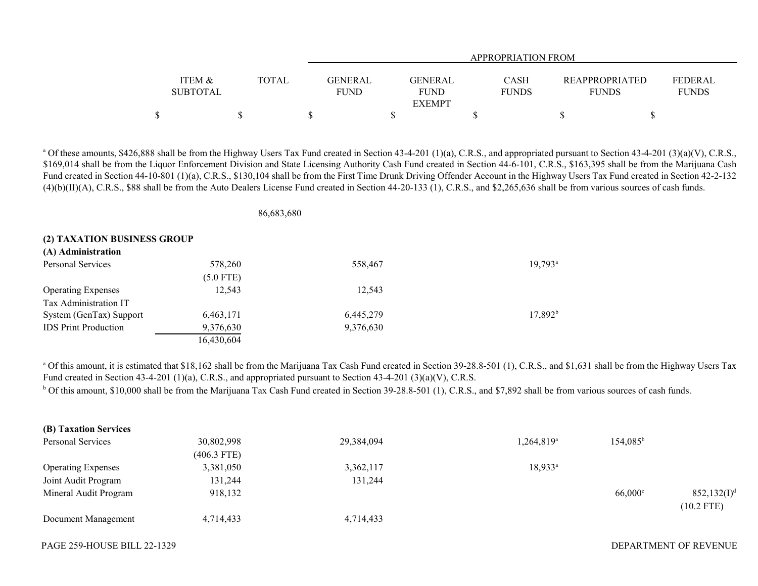| | ITEM & SUBTOTAL | TOTAL | APPROPRIATION FROM | | | | |
|---|---|---|---|---|---|---|---|
| | | | GENERAL FUND | GENERAL FUND EXEMPT | CASH FUNDS | REAPPROPRIATED FUNDS | FEDERAL FUNDS |
| | $ | $ | $ | $ | $ | $ | $ |

[a] Of these amounts, $426,888 shall be from the Highway Users Tax Fund created in Section 43-4-201 (1)(a), C.R.S., and appropriated pursuant to Section 43-4-201 (3)(a)(V), C.R.S., $169,014 shall be from the Liquor Enforcement Division and State Licensing Authority Cash Fund created in Section 44-6-101, C.R.S., $163,395 shall be from the Marijuana Cash Fund created in Section 44-10-801 (1)(a), C.R.S., $130,104 shall be from the First Time Drunk Driving Offender Account in the Highway Users Tax Fund created in Section 42-2-132 (4)(b)(II)(A), C.R.S., $88 shall be from the Auto Dealers License Fund created in Section 44-20-133 (1), C.R.S., and $2,265,636 shall be from various sources of cash funds.

| | ITEM & SUBTOTAL | TOTAL | GENERAL FUND | GENERAL FUND EXEMPT | CASH FUNDS | REAPPROPRIATED FUNDS | FEDERAL FUNDS |
|---|---|---|---|---|---|---|---|
| | | 86,683,680 | | | | | |

**(2) TAXATION BUSINESS GROUP**

**(A) Administration**

| | ITEM & SUBTOTAL | TOTAL | GENERAL FUND | GENERAL FUND EXEMPT | CASH FUNDS | REAPPROPRIATED FUNDS | FEDERAL FUNDS |
|---|---|---|---|---|---|---|---|
| Personal Services | 578,260 (5.0 FTE) | | 558,467 | | 19,793[a] | | |
| Operating Expenses | 12,543 | | 12,543 | | | | |
| Tax Administration IT System (GenTax) Support | 6,463,171 | | 6,445,279 | | 17,892[b] | | |
| IDS Print Production | 9,376,630 | | 9,376,630 | | | | |
| | 16,430,604 | | | | | | |

[a] Of this amount, it is estimated that $18,162 shall be from the Marijuana Tax Cash Fund created in Section 39-28.8-501 (1), C.R.S., and $1,631 shall be from the Highway Users Tax Fund created in Section 43-4-201 (1)(a), C.R.S., and appropriated pursuant to Section 43-4-201 (3)(a)(V), C.R.S.

[b] Of this amount, $10,000 shall be from the Marijuana Tax Cash Fund created in Section 39-28.8-501 (1), C.R.S., and $7,892 shall be from various sources of cash funds.

**(B) Taxation Services**

| | ITEM & SUBTOTAL | TOTAL | GENERAL FUND | GENERAL FUND EXEMPT | CASH FUNDS | REAPPROPRIATED FUNDS | FEDERAL FUNDS |
|---|---|---|---|---|---|---|---|
| Personal Services | 30,802,998 (406.3 FTE) | | 29,384,094 | | 1,264,819[a] | 154,085[b] | |
| Operating Expenses | 3,381,050 | | 3,362,117 | | 18,933[a] | | |
| Joint Audit Program | 131,244 | | 131,244 | | | | |
| Mineral Audit Program | 918,132 | | | | | 66,000[c] | 852,132(I)[d] (10.2 FTE) |
| Document Management | 4,714,433 | | 4,714,433 | | | | |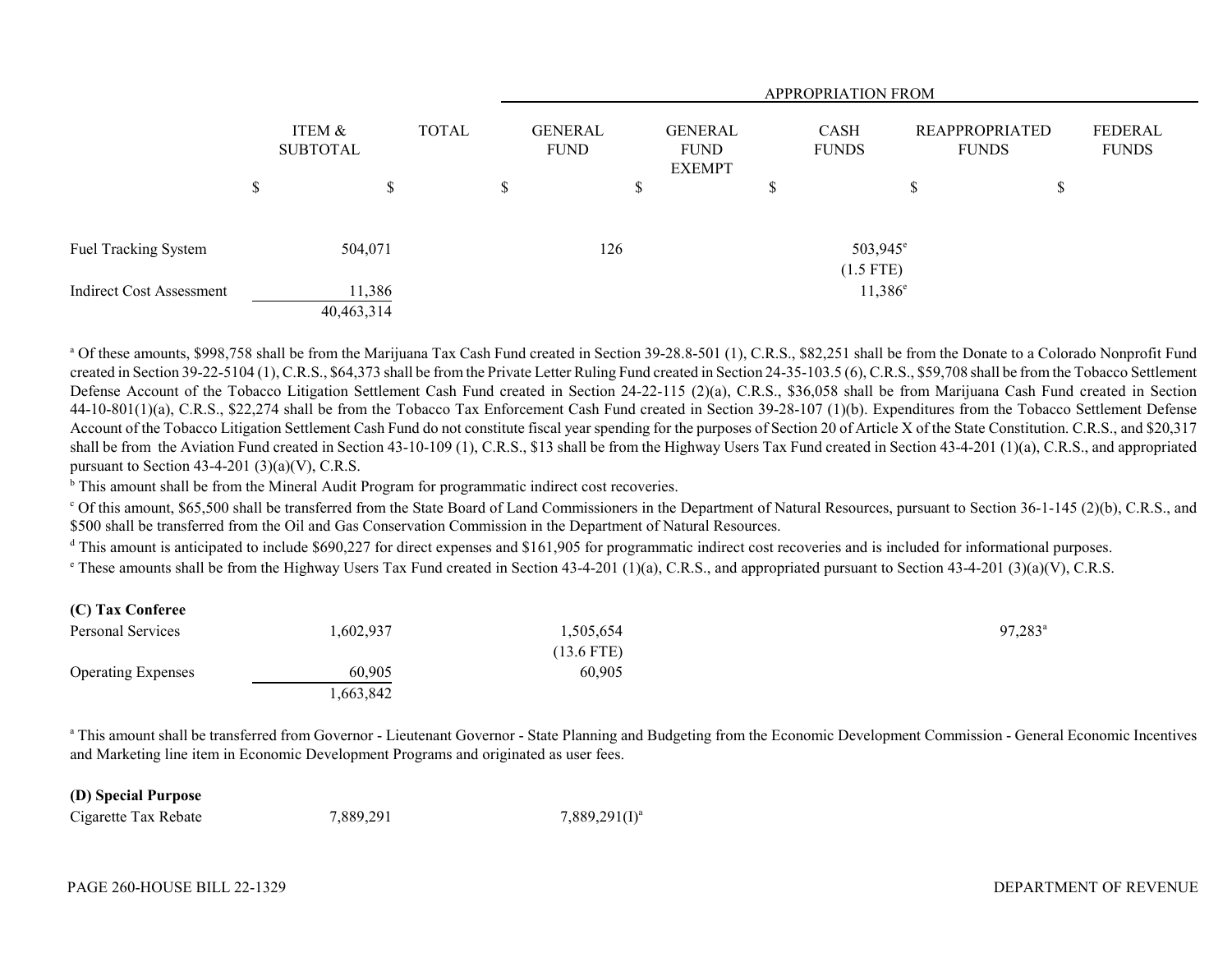| | ITEM & SUBTOTAL | TOTAL | GENERAL FUND | GENERAL FUND EXEMPT | CASH FUNDS | REAPPROPRIATED FUNDS | FEDERAL FUNDS |
|---|---|---|---|---|---|---|---|
| | | | APPROPRIATION FROM | | | | |
| | $ | $ | $ | $ | $ | $ | $ |
| Fuel Tracking System | 504,071 | | 126 | | 503,945[e] (1.5 FTE) | | |
| Indirect Cost Assessment | 11,386 | | | | 11,386[e] | | |
| | | 40,463,314 | | | | | |

[a] Of these amounts, $998,758 shall be from the Marijuana Tax Cash Fund created in Section 39-28.8-501 (1), C.R.S., $82,251 shall be from the Donate to a Colorado Nonprofit Fund created in Section 39-22-5104 (1), C.R.S., $64,373 shall be from the Private Letter Ruling Fund created in Section 24-35-103.5 (6), C.R.S., $59,708 shall be from the Tobacco Settlement Defense Account of the Tobacco Litigation Settlement Cash Fund created in Section 24-22-115 (2)(a), C.R.S., $36,058 shall be from Marijuana Cash Fund created in Section 44-10-801(1)(a), C.R.S., $22,274 shall be from the Tobacco Tax Enforcement Cash Fund created in Section 39-28-107 (1)(b). Expenditures from the Tobacco Settlement Defense Account of the Tobacco Litigation Settlement Cash Fund do not constitute fiscal year spending for the purposes of Section 20 of Article X of the State Constitution. C.R.S., and $20,317 shall be from the Aviation Fund created in Section 43-10-109 (1), C.R.S., $13 shall be from the Highway Users Tax Fund created in Section 43-4-201 (1)(a), C.R.S., and appropriated pursuant to Section 43-4-201 (3)(a)(V), C.R.S.

[b] This amount shall be from the Mineral Audit Program for programmatic indirect cost recoveries.

[c] Of this amount, $65,500 shall be transferred from the State Board of Land Commissioners in the Department of Natural Resources, pursuant to Section 36-1-145 (2)(b), C.R.S., and $500 shall be transferred from the Oil and Gas Conservation Commission in the Department of Natural Resources.

[d] This amount is anticipated to include $690,227 for direct expenses and $161,905 for programmatic indirect cost recoveries and is included for informational purposes.

[e] These amounts shall be from the Highway Users Tax Fund created in Section 43-4-201 (1)(a), C.R.S., and appropriated pursuant to Section 43-4-201 (3)(a)(V), C.R.S.

**(C) Tax Conferee**

| | ITEM & SUBTOTAL | TOTAL | GENERAL FUND | GENERAL FUND EXEMPT | CASH FUNDS | REAPPROPRIATED FUNDS | FEDERAL FUNDS |
|---|---|---|---|---|---|---|---|
| Personal Services | 1,602,937 | | 1,505,654 (13.6 FTE) | | | 97,283[a] | |
| Operating Expenses | 60,905 | | 60,905 | | | | |
| | | 1,663,842 | | | | | |

[a] This amount shall be transferred from Governor - Lieutenant Governor - State Planning and Budgeting from the Economic Development Commission - General Economic Incentives and Marketing line item in Economic Development Programs and originated as user fees.

**(D) Special Purpose**

| | ITEM & SUBTOTAL | TOTAL | GENERAL FUND | GENERAL FUND EXEMPT | CASH FUNDS | REAPPROPRIATED FUNDS | FEDERAL FUNDS |
|---|---|---|---|---|---|---|---|
| Cigarette Tax Rebate | 7,889,291 | | 7,889,291(I)[a] | | | | |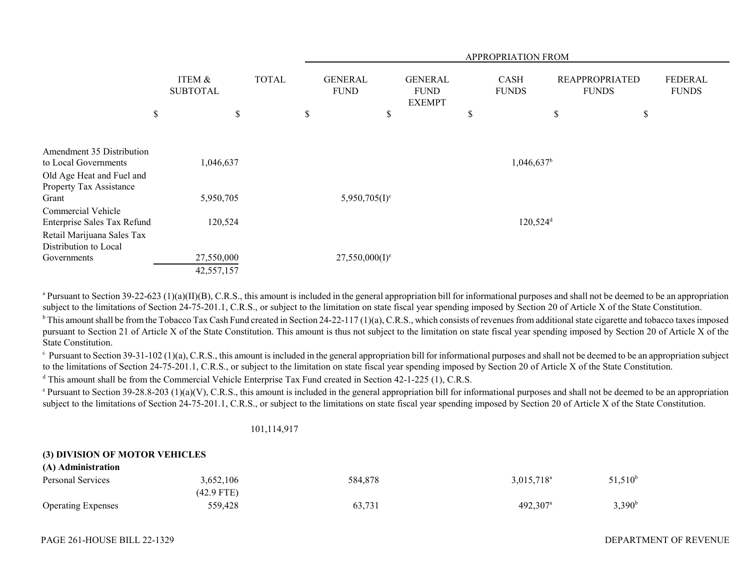| | ITEM & SUBTOTAL | TOTAL | APPROPRIATION FROM GENERAL FUND | GENERAL FUND EXEMPT | CASH FUNDS | REAPPROPRIATED FUNDS | FEDERAL FUNDS |
|---|---|---|---|---|---|---|---|
| | $ | $ | $ | $ | $ | $ | $ |
| Amendment 35 Distribution to Local Governments | 1,046,637 | | | | 1,046,637[b] | | |
| Old Age Heat and Fuel and Property Tax Assistance Grant | 5,950,705 | | 5,950,705(I)[c] | | | | |
| Commercial Vehicle Enterprise Sales Tax Refund | 120,524 | | | | 120,524[d] | | |
| Retail Marijuana Sales Tax Distribution to Local Governments | 27,550,000 | | 27,550,000(I)[e] | | | | |
| | 42,557,157 | | | | | | |

[a] Pursuant to Section 39-22-623 (1)(a)(II)(B), C.R.S., this amount is included in the general appropriation bill for informational purposes and shall not be deemed to be an appropriation subject to the limitations of Section 24-75-201.1, C.R.S., or subject to the limitation on state fiscal year spending imposed by Section 20 of Article X of the State Constitution.

[b] This amount shall be from the Tobacco Tax Cash Fund created in Section 24-22-117 (1)(a), C.R.S., which consists of revenues from additional state cigarette and tobacco taxes imposed pursuant to Section 21 of Article X of the State Constitution. This amount is thus not subject to the limitation on state fiscal year spending imposed by Section 20 of Article X of the State Constitution.

[c] Pursuant to Section 39-31-102 (1)(a), C.R.S., this amount is included in the general appropriation bill for informational purposes and shall not be deemed to be an appropriation subject to the limitations of Section 24-75-201.1, C.R.S., or subject to the limitation on state fiscal year spending imposed by Section 20 of Article X of the State Constitution.

[d] This amount shall be from the Commercial Vehicle Enterprise Tax Fund created in Section 42-1-225 (1), C.R.S.

[e] Pursuant to Section 39-28.8-203 (1)(a)(V), C.R.S., this amount is included in the general appropriation bill for informational purposes and shall not be deemed to be an appropriation subject to the limitations of Section 24-75-201.1, C.R.S., or subject to the limitations on state fiscal year spending imposed by Section 20 of Article X of the State Constitution.

| | ITEM & SUBTOTAL | TOTAL | GENERAL FUND | GENERAL FUND EXEMPT | CASH FUNDS | REAPPROPRIATED FUNDS | FEDERAL FUNDS |
|---|---|---|---|---|---|---|---|
| | | 101,114,917 | | | | | |

**(3) DIVISION OF MOTOR VEHICLES**

**(A) Administration**

| | ITEM & SUBTOTAL | TOTAL | GENERAL FUND | GENERAL FUND EXEMPT | CASH FUNDS | REAPPROPRIATED FUNDS | FEDERAL FUNDS |
|---|---|---|---|---|---|---|---|
| Personal Services | 3,652,106 | | 584,878 | | 3,015,718[a] | 51,510[b] | |
| | (42.9 FTE) | | | | | | |
| Operating Expenses | 559,428 | | 63,731 | | 492,307[a] | 3,390[b] | |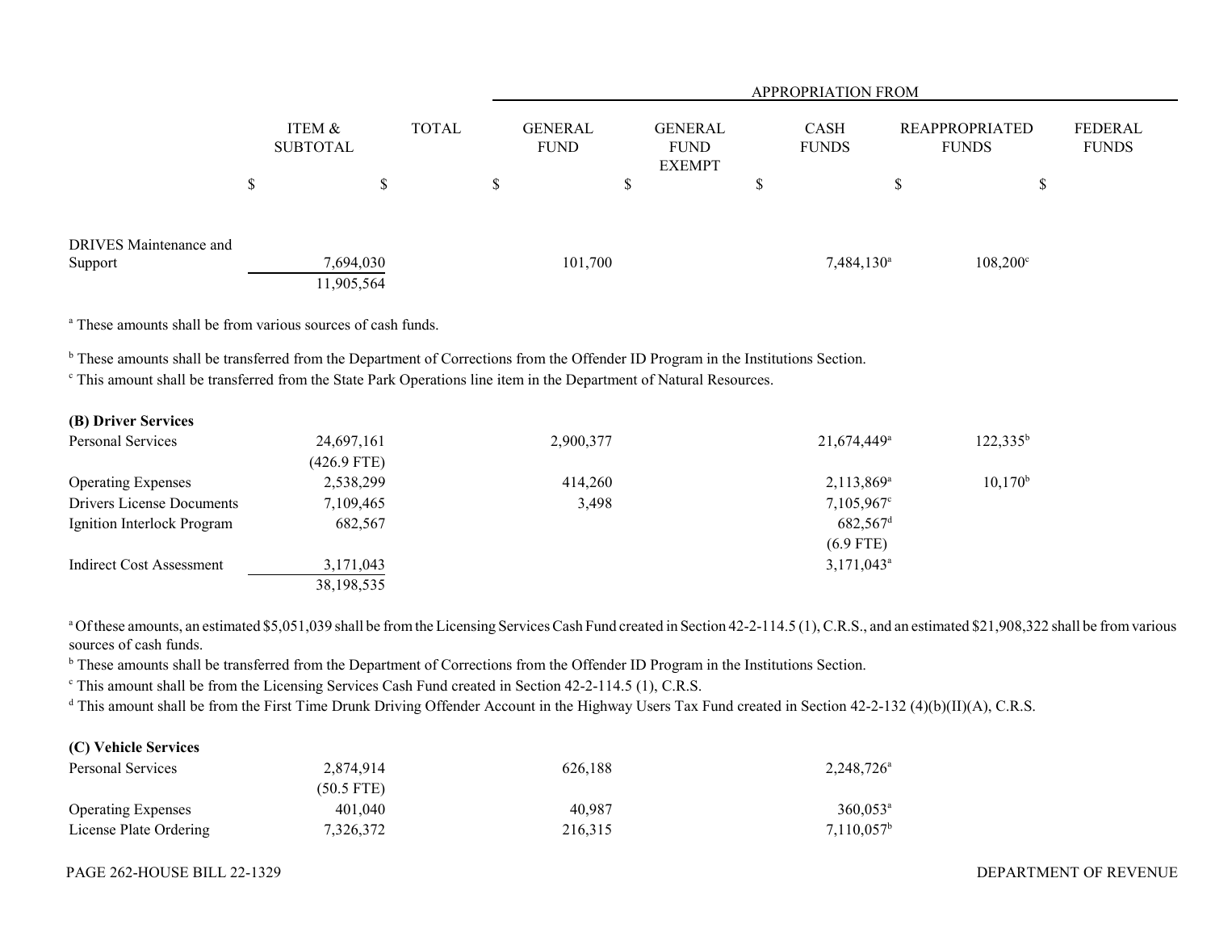| | ITEM & SUBTOTAL | TOTAL | APPROPRIATION FROM GENERAL FUND | GENERAL FUND EXEMPT | CASH FUNDS | REAPPROPRIATED FUNDS | FEDERAL FUNDS |
|---|---|---|---|---|---|---|---|
| | $ | $ | $ | $ | $ | $ | $ |
| DRIVES Maintenance and Support | 7,694,030 | | 101,700 | | 7,484,130[a] | 108,200[c] | |
| | 11,905,564 | | | | | | |

[a] These amounts shall be from various sources of cash funds.

[b] These amounts shall be transferred from the Department of Corrections from the Offender ID Program in the Institutions Section.

[c] This amount shall be transferred from the State Park Operations line item in the Department of Natural Resources.

**(B) Driver Services**

| | ITEM & SUBTOTAL | TOTAL | GENERAL FUND | GENERAL FUND EXEMPT | CASH FUNDS | REAPPROPRIATED FUNDS | FEDERAL FUNDS |
|---|---|---|---|---|---|---|---|
| Personal Services | 24,697,161 | | 2,900,377 | | 21,674,449[a] | 122,335[b] | |
| | (426.9 FTE) | | | | | | |
| Operating Expenses | 2,538,299 | | 414,260 | | 2,113,869[a] | 10,170[b] | |
| Drivers License Documents | 7,109,465 | | 3,498 | | 7,105,967[c] | | |
| Ignition Interlock Program | 682,567 | | | | 682,567[d] | | |
| | | | | | (6.9 FTE) | | |
| Indirect Cost Assessment | 3,171,043 | | | | 3,171,043[a] | | |
| | 38,198,535 | | | | | | |

[a] Of these amounts, an estimated $5,051,039 shall be from the Licensing Services Cash Fund created in Section 42-2-114.5 (1), C.R.S., and an estimated $21,908,322 shall be from various sources of cash funds.

[b] These amounts shall be transferred from the Department of Corrections from the Offender ID Program in the Institutions Section.

[c] This amount shall be from the Licensing Services Cash Fund created in Section 42-2-114.5 (1), C.R.S.

[d] This amount shall be from the First Time Drunk Driving Offender Account in the Highway Users Tax Fund created in Section 42-2-132 (4)(b)(II)(A), C.R.S.

**(C) Vehicle Services**

| | ITEM & SUBTOTAL | TOTAL | GENERAL FUND | GENERAL FUND EXEMPT | CASH FUNDS | REAPPROPRIATED FUNDS | FEDERAL FUNDS |
|---|---|---|---|---|---|---|---|
| Personal Services | 2,874,914 | | 626,188 | | 2,248,726[a] | | |
| | (50.5 FTE) | | | | | | |
| Operating Expenses | 401,040 | | 40,987 | | 360,053[a] | | |
| License Plate Ordering | 7,326,372 | | 216,315 | | 7,110,057[b] | | |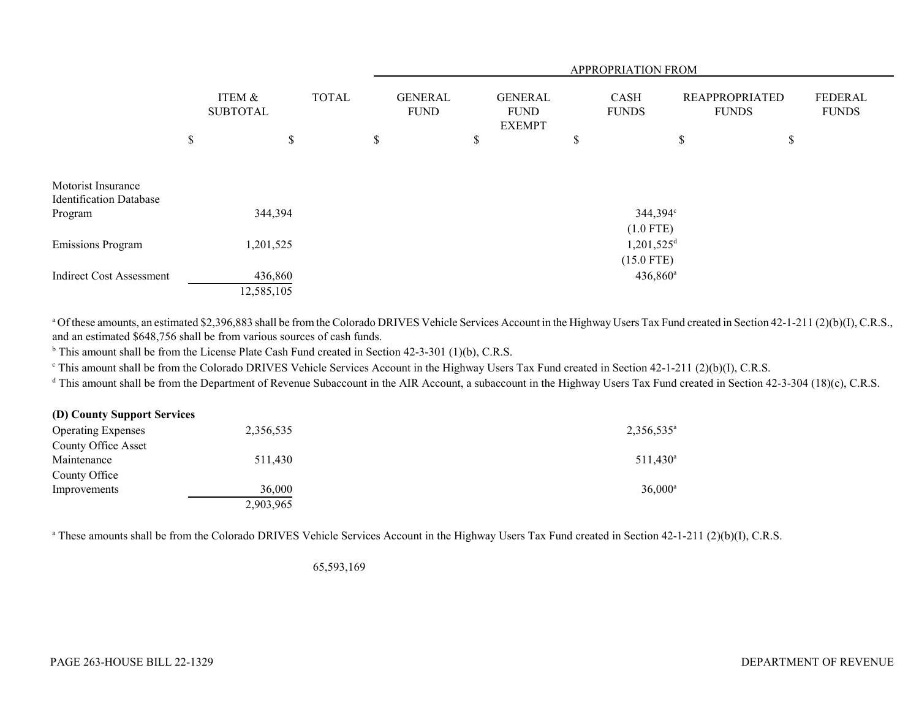| | ITEM & SUBTOTAL | TOTAL | APPROPRIATION FROM GENERAL FUND | GENERAL FUND EXEMPT | CASH FUNDS | REAPPROPRIATED FUNDS | FEDERAL FUNDS |
|---|---|---|---|---|---|---|---|
| | $ | $ | $ | $ | $ | $ | $ |
| Motorist Insurance Identification Database Program | 344,394 | | | | 344,394[c] (1.0 FTE) | | |
| Emissions Program | 1,201,525 | | | | 1,201,525[d] (15.0 FTE) | | |
| Indirect Cost Assessment | 436,860 | | | | 436,860[a] | | |
| | 12,585,105 | | | | | | |

[a] Of these amounts, an estimated $2,396,883 shall be from the Colorado DRIVES Vehicle Services Account in the Highway Users Tax Fund created in Section 42-1-211 (2)(b)(I), C.R.S., and an estimated $648,756 shall be from various sources of cash funds.
[b] This amount shall be from the License Plate Cash Fund created in Section 42-3-301 (1)(b), C.R.S.
[c] This amount shall be from the Colorado DRIVES Vehicle Services Account in the Highway Users Tax Fund created in Section 42-1-211 (2)(b)(I), C.R.S.
[d] This amount shall be from the Department of Revenue Subaccount in the AIR Account, a subaccount in the Highway Users Tax Fund created in Section 42-3-304 (18)(c), C.R.S.

**(D) County Support Services**

| | ITEM & SUBTOTAL | TOTAL | GENERAL FUND | GENERAL FUND EXEMPT | CASH FUNDS | REAPPROPRIATED FUNDS | FEDERAL FUNDS |
|---|---|---|---|---|---|---|---|
| Operating Expenses | 2,356,535 | | | | 2,356,535[a] | | |
| County Office Asset Maintenance | 511,430 | | | | 511,430[a] | | |
| County Office Improvements | 36,000 | | | | 36,000[a] | | |
| | 2,903,965 | | | | | | |

[a] These amounts shall be from the Colorado DRIVES Vehicle Services Account in the Highway Users Tax Fund created in Section 42-1-211 (2)(b)(I), C.R.S.

| | ITEM & SUBTOTAL | TOTAL | GENERAL FUND | GENERAL FUND EXEMPT | CASH FUNDS | REAPPROPRIATED FUNDS | FEDERAL FUNDS |
|---|---|---|---|---|---|---|---|
| | | 65,593,169 | | | | | |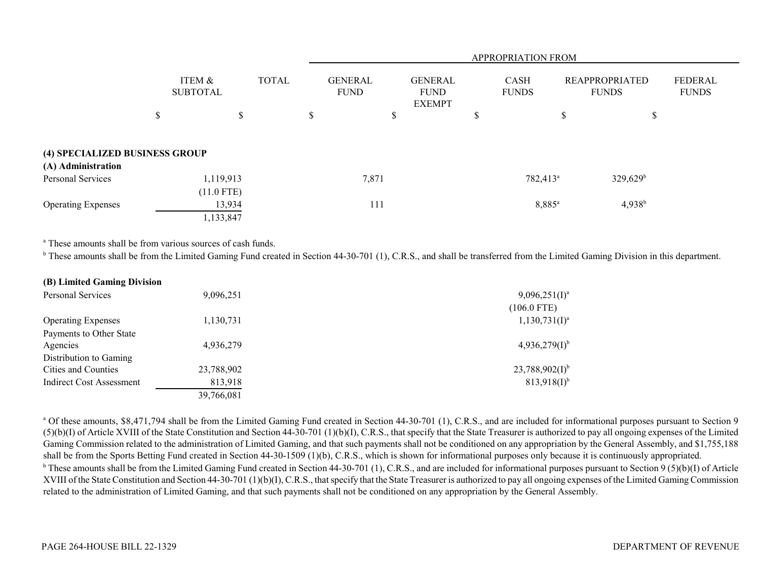| | ITEM & SUBTOTAL | TOTAL | GENERAL FUND | GENERAL FUND EXEMPT | CASH FUNDS | REAPPROPRIATED FUNDS | FEDERAL FUNDS |
|---|---|---|---|---|---|---|---|
| | | | APPROPRIATION FROM | | | | |
| | $ | $ | $ | $ | $ | $ | $ |
| **(4) SPECIALIZED BUSINESS GROUP** | | | | | | | |
| **(A) Administration** | | | | | | | |
| Personal Services | 1,119,913 | | 7,871 | | 782,413[a] | 329,629[b] | |
| | (11.0 FTE) | | | | | | |
| Operating Expenses | 13,934 | | 111 | | 8,885[a] | 4,938[b] | |
| | 1,133,847 | | | | | | |

[a] These amounts shall be from various sources of cash funds.

[b] These amounts shall be from the Limited Gaming Fund created in Section 44-30-701 (1), C.R.S., and shall be transferred from the Limited Gaming Division in this department.

| | ITEM & SUBTOTAL | TOTAL | GENERAL FUND | GENERAL FUND EXEMPT | CASH FUNDS | REAPPROPRIATED FUNDS | FEDERAL FUNDS |
|---|---|---|---|---|---|---|---|
| **(B) Limited Gaming Division** | | | | | | | |
| Personal Services | 9,096,251 | | | | 9,096,251(I)[a] | | |
| | | | | | (106.0 FTE) | | |
| Operating Expenses | 1,130,731 | | | | 1,130,731(I)[a] | | |
| Payments to Other State Agencies | 4,936,279 | | | | 4,936,279(I)[b] | | |
| Distribution to Gaming Cities and Counties | 23,788,902 | | | | 23,788,902(I)[b] | | |
| Indirect Cost Assessment | 813,918 | | | | 813,918(I)[b] | | |
| | 39,766,081 | | | | | | |

[a] Of these amounts, $8,471,794 shall be from the Limited Gaming Fund created in Section 44-30-701 (1), C.R.S., and are included for informational purposes pursuant to Section 9 (5)(b)(I) of Article XVIII of the State Constitution and Section 44-30-701 (1)(b)(I), C.R.S., that specify that the State Treasurer is authorized to pay all ongoing expenses of the Limited Gaming Commission related to the administration of Limited Gaming, and that such payments shall not be conditioned on any appropriation by the General Assembly, and $1,755,188 shall be from the Sports Betting Fund created in Section 44-30-1509 (1)(b), C.R.S., which is shown for informational purposes only because it is continuously appropriated.

[b] These amounts shall be from the Limited Gaming Fund created in Section 44-30-701 (1), C.R.S., and are included for informational purposes pursuant to Section 9 (5)(b)(I) of Article XVIII of the State Constitution and Section 44-30-701 (1)(b)(I), C.R.S., that specify that the State Treasurer is authorized to pay all ongoing expenses of the Limited Gaming Commission related to the administration of Limited Gaming, and that such payments shall not be conditioned on any appropriation by the General Assembly.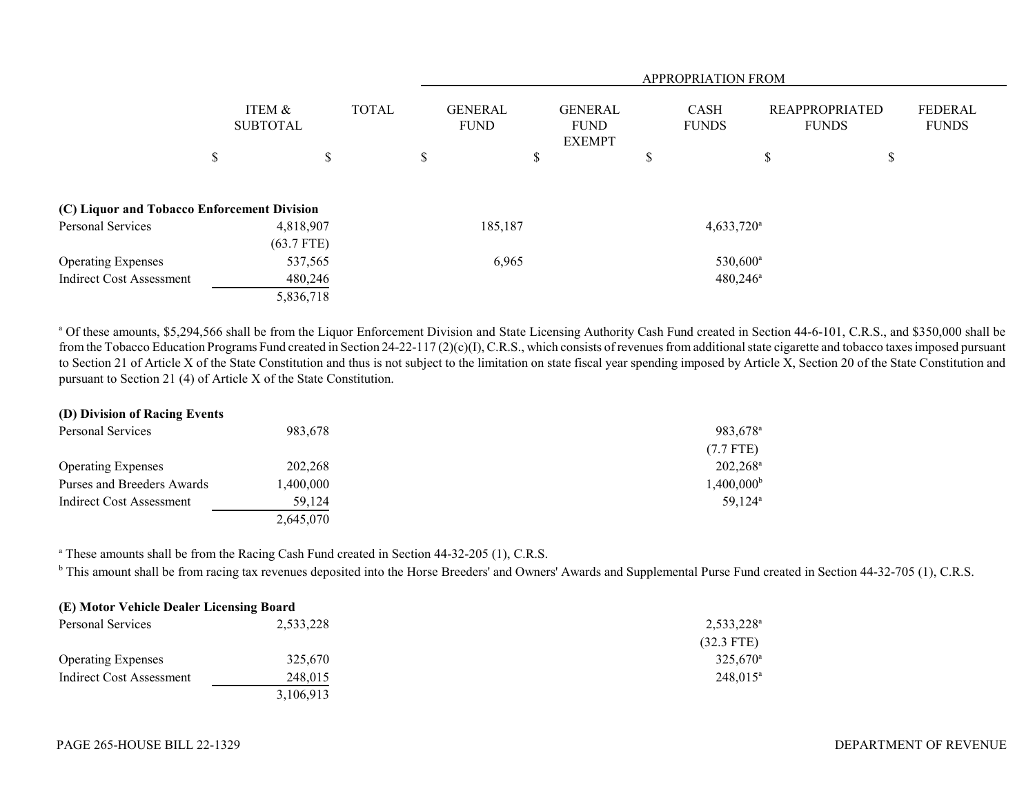| | ITEM & SUBTOTAL | TOTAL | APPROPRIATION FROM GENERAL FUND | GENERAL FUND EXEMPT | CASH FUNDS | REAPPROPRIATED FUNDS | FEDERAL FUNDS |
|---|---|---|---|---|---|---|---|
| | $ | $ | $ | $ | $ | $ | $ |
| **(C) Liquor and Tobacco Enforcement Division** | | | | | | | |
| Personal Services | 4,818,907 | | 185,187 | | 4,633,720[a] | | |
| | (63.7 FTE) | | | | | | |
| Operating Expenses | 537,565 | | 6,965 | | 530,600[a] | | |
| Indirect Cost Assessment | 480,246 | | | | 480,246[a] | | |
| | 5,836,718 | | | | | | |

[a] Of these amounts, $5,294,566 shall be from the Liquor Enforcement Division and State Licensing Authority Cash Fund created in Section 44-6-101, C.R.S., and $350,000 shall be from the Tobacco Education Programs Fund created in Section 24-22-117 (2)(c)(I), C.R.S., which consists of revenues from additional state cigarette and tobacco taxes imposed pursuant to Section 21 of Article X of the State Constitution and thus is not subject to the limitation on state fiscal year spending imposed by Article X, Section 20 of the State Constitution and pursuant to Section 21 (4) of Article X of the State Constitution.

| | ITEM & SUBTOTAL | TOTAL | GENERAL FUND | GENERAL FUND EXEMPT | CASH FUNDS | REAPPROPRIATED FUNDS | FEDERAL FUNDS |
|---|---|---|---|---|---|---|---|
| **(D) Division of Racing Events** | | | | | | | |
| Personal Services | 983,678 | | | | 983,678[a] | | |
| | | | | | (7.7 FTE) | | |
| Operating Expenses | 202,268 | | | | 202,268[a] | | |
| Purses and Breeders Awards | 1,400,000 | | | | 1,400,000[b] | | |
| Indirect Cost Assessment | 59,124 | | | | 59,124[a] | | |
| | 2,645,070 | | | | | | |

[a] These amounts shall be from the Racing Cash Fund created in Section 44-32-205 (1), C.R.S.

[b] This amount shall be from racing tax revenues deposited into the Horse Breeders' and Owners' Awards and Supplemental Purse Fund created in Section 44-32-705 (1), C.R.S.

| | ITEM & SUBTOTAL | TOTAL | GENERAL FUND | GENERAL FUND EXEMPT | CASH FUNDS | REAPPROPRIATED FUNDS | FEDERAL FUNDS |
|---|---|---|---|---|---|---|---|
| **(E) Motor Vehicle Dealer Licensing Board** | | | | | | | |
| Personal Services | 2,533,228 | | | | 2,533,228[a] | | |
| | | | | | (32.3 FTE) | | |
| Operating Expenses | 325,670 | | | | 325,670[a] | | |
| Indirect Cost Assessment | 248,015 | | | | 248,015[a] | | |
| | 3,106,913 | | | | | | |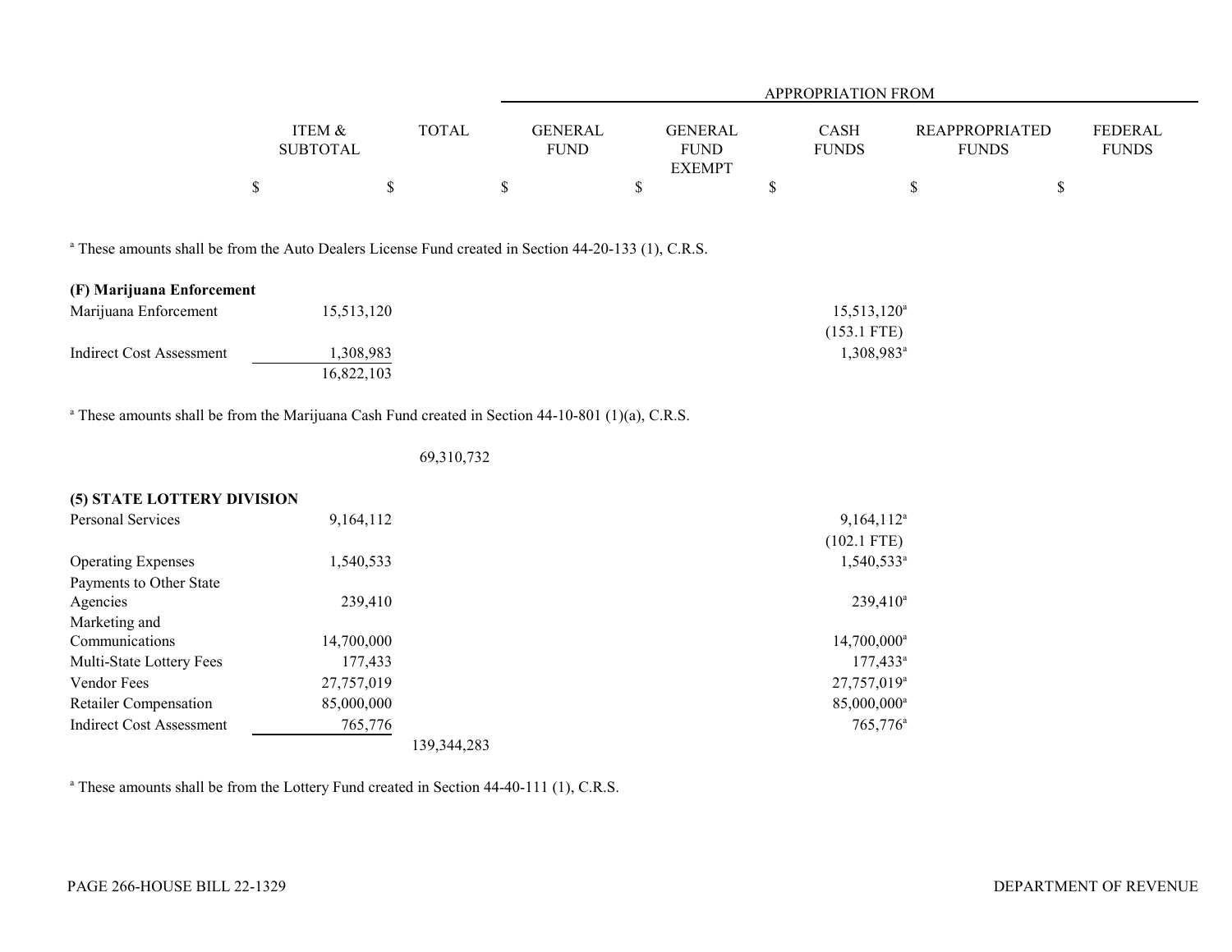| | ITEM & SUBTOTAL | TOTAL | GENERAL FUND | GENERAL FUND EXEMPT | CASH FUNDS | REAPPROPRIATED FUNDS | FEDERAL FUNDS |
|---|---|---|---|---|---|---|---|
| | | | APPROPRIATION FROM | | | | |
| | $ | $ | $ | $ | $ | $ | $ |

[a] These amounts shall be from the Auto Dealers License Fund created in Section 44-20-133 (1), C.R.S.

| | ITEM & SUBTOTAL | TOTAL | GENERAL FUND | GENERAL FUND EXEMPT | CASH FUNDS | REAPPROPRIATED FUNDS | FEDERAL FUNDS |
|---|---|---|---|---|---|---|---|
| **(F) Marijuana Enforcement** | | | | | | | |
| Marijuana Enforcement | 15,513,120 | | | | 15,513,120[a] (153.1 FTE) | | |
| Indirect Cost Assessment | 1,308,983 | | | | 1,308,983[a] | | |
| | 16,822,103 | | | | | | |

[a] These amounts shall be from the Marijuana Cash Fund created in Section 44-10-801 (1)(a), C.R.S.

| | ITEM & SUBTOTAL | TOTAL | GENERAL FUND | GENERAL FUND EXEMPT | CASH FUNDS | REAPPROPRIATED FUNDS | FEDERAL FUNDS |
|---|---|---|---|---|---|---|---|
| | | 69,310,732 | | | | | |
| **(5) STATE LOTTERY DIVISION** | | | | | | | |
| Personal Services | 9,164,112 | | | | 9,164,112[a] (102.1 FTE) | | |
| Operating Expenses | 1,540,533 | | | | 1,540,533[a] | | |
| Payments to Other State Agencies | 239,410 | | | | 239,410[a] | | |
| Marketing and Communications | 14,700,000 | | | | 14,700,000[a] | | |
| Multi-State Lottery Fees | 177,433 | | | | 177,433[a] | | |
| Vendor Fees | 27,757,019 | | | | 27,757,019[a] | | |
| Retailer Compensation | 85,000,000 | | | | 85,000,000[a] | | |
| Indirect Cost Assessment | 765,776 | | | | 765,776[a] | | |
| | | 139,344,283 | | | | | |

[a] These amounts shall be from the Lottery Fund created in Section 44-40-111 (1), C.R.S.

PAGE 266-HOUSE BILL 22-1329 DEPARTMENT OF REVENUE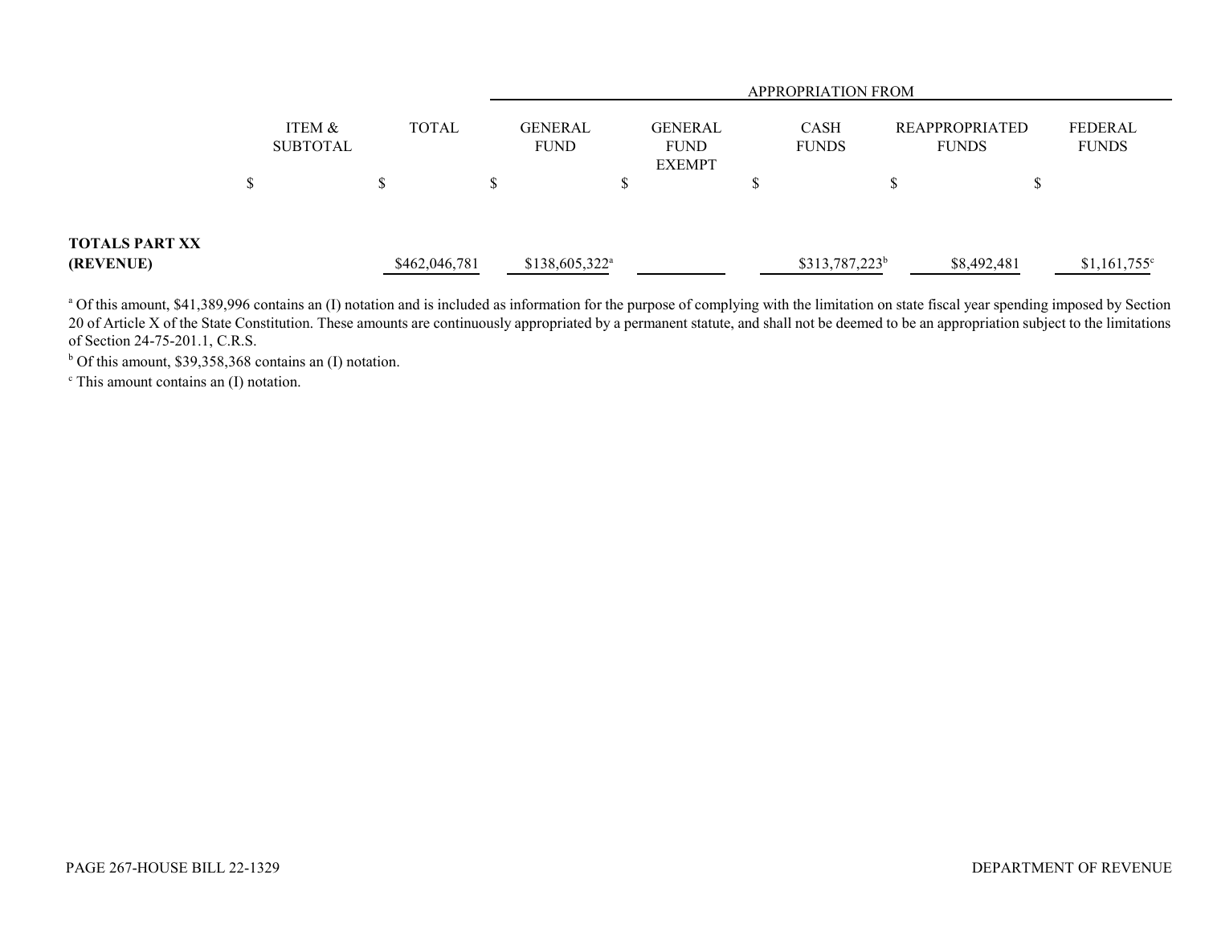| | ITEM & SUBTOTAL | TOTAL | APPROPRIATION FROM GENERAL FUND | GENERAL FUND EXEMPT | CASH FUNDS | REAPPROPRIATED FUNDS | FEDERAL FUNDS |
|---|---|---|---|---|---|---|---|
| | $ | $ | $ | $ | $ | $ | $ |
| **TOTALS PART XX (REVENUE)** | | $462,046,781 | $138,605,322[a] | | $313,787,223[b] | $8,492,481 | $1,161,755[c] |

[a] Of this amount, $41,389,996 contains an (I) notation and is included as information for the purpose of complying with the limitation on state fiscal year spending imposed by Section 20 of Article X of the State Constitution. These amounts are continuously appropriated by a permanent statute, and shall not be deemed to be an appropriation subject to the limitations of Section 24-75-201.1, C.R.S.

[b] Of this amount, $39,358,368 contains an (I) notation.

[c] This amount contains an (I) notation.